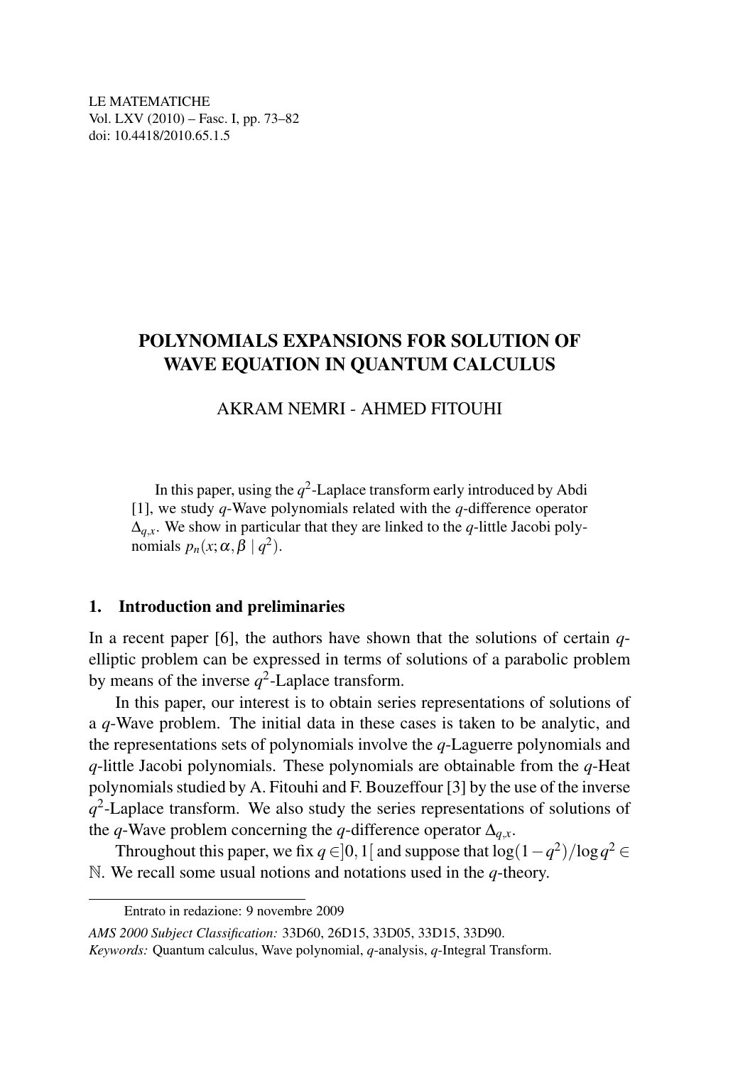LE MATEMATICHE
Vol. LXV (2010) – Fasc. I, pp. 73–82
doi: 10.4418/2010.65.1.5

# POLYNOMIALS EXPANSIONS FOR SOLUTION OF WAVE EQUATION IN QUANTUM CALCULUS

AKRAM NEMRI - AHMED FITOUHI

In this paper, using the $q^2$-Laplace transform early introduced by Abdi [1], we study $q$-Wave polynomials related with the $q$-difference operator $\Delta_{q,x}$. We show in particular that they are linked to the $q$-little Jacobi polynomials $p_n(x;\alpha,\beta \mid q^2)$.

## 1. Introduction and preliminaries

In a recent paper [6], the authors have shown that the solutions of certain $q$-elliptic problem can be expressed in terms of solutions of a parabolic problem by means of the inverse $q^2$-Laplace transform.

In this paper, our interest is to obtain series representations of solutions of a $q$-Wave problem. The initial data in these cases is taken to be analytic, and the representations sets of polynomials involve the $q$-Laguerre polynomials and $q$-little Jacobi polynomials. These polynomials are obtainable from the $q$-Heat polynomials studied by A. Fitouhi and F. Bouzeffour [3] by the use of the inverse $q^2$-Laplace transform. We also study the series representations of solutions of the $q$-Wave problem concerning the $q$-difference operator $\Delta_{q,x}$.

Throughout this paper, we fix $q \in ]0,1[$ and suppose that $\log(1-q^2)/\log q^2 \in \mathbb{N}$. We recall some usual notions and notations used in the $q$-theory.

Entrato in redazione: 9 novembre 2009

*AMS 2000 Subject Classification:* 33D60, 26D15, 33D05, 33D15, 33D90.

*Keywords:* Quantum calculus, Wave polynomial, $q$-analysis, $q$-Integral Transform.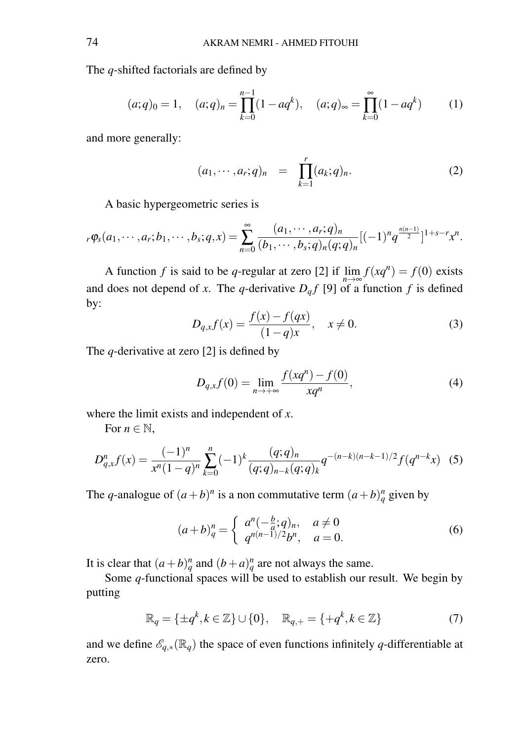The $q$-shifted factorials are defined by

$$(a;q)_0 = 1, \quad (a;q)_n = \prod_{k=0}^{n-1}(1-aq^k), \quad (a;q)_\infty = \prod_{k=0}^{\infty}(1-aq^k) \tag{1}$$

and more generally:

$$(a_1, \cdots, a_r; q)_n \quad = \quad \prod_{k=1}^{r}(a_k;q)_n. \tag{2}$$

A basic hypergeometric series is

$${}_r\varphi_s(a_1,\cdots,a_r;b_1,\cdots,b_s;q,x) = \sum_{n=0}^{\infty} \frac{(a_1,\cdots,a_r;q)_n}{(b_1,\cdots,b_s;q)_n(q;q)_n}[(-1)^n q^{\frac{n(n-1)}{2}}]^{1+s-r}x^n.$$

A function $f$ is said to be $q$-regular at zero [2] if $\lim_{n\to\infty} f(xq^n) = f(0)$ exists and does not depend of $x$. The $q$-derivative $D_q f$ [9] of a function $f$ is defined by:

$$D_{q,x}f(x) = \frac{f(x)-f(qx)}{(1-q)x}, \quad x \neq 0. \tag{3}$$

The $q$-derivative at zero [2] is defined by

$$D_{q,x}f(0) = \lim_{n\to+\infty} \frac{f(xq^n)-f(0)}{xq^n}, \tag{4}$$

where the limit exists and independent of $x$.

For $n \in \mathbb{N}$,

$$D_{q,x}^n f(x) = \frac{(-1)^n}{x^n(1-q)^n}\sum_{k=0}^{n}(-1)^k \frac{(q;q)_n}{(q;q)_{n-k}(q;q)_k} q^{-(n-k)(n-k-1)/2} f(q^{n-k}x) \tag{5}$$

The $q$-analogue of $(a+b)^n$ is a non commutative term $(a+b)_q^n$ given by

$$(a+b)_q^n = \begin{cases} a^n(-\frac{b}{a};q)_n, & a \neq 0 \\ q^{n(n-1)/2}b^n, & a = 0. \end{cases} \tag{6}$$

It is clear that $(a+b)_q^n$ and $(b+a)_q^n$ are not always the same.

Some $q$-functional spaces will be used to establish our result. We begin by putting

$$\mathbb{R}_q = \{\pm q^k, k \in \mathbb{Z}\} \cup \{0\}, \quad \mathbb{R}_{q,+} = \{+q^k, k \in \mathbb{Z}\} \tag{7}$$

and we define $\mathscr{E}_{q,*}(\mathbb{R}_q)$ the space of even functions infinitely $q$-differentiable at zero.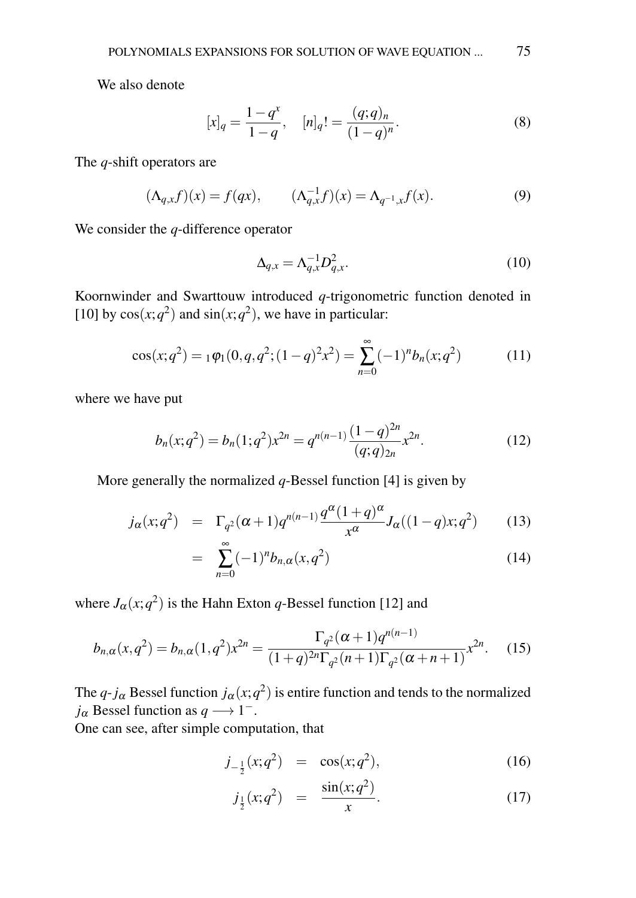We also denote

$$[x]_q = \frac{1-q^x}{1-q}, \quad [n]_q! = \frac{(q;q)_n}{(1-q)^n}. \tag{8}$$

The $q$-shift operators are

$$(\Lambda_{q,x}f)(x) = f(qx), \qquad (\Lambda_{q,x}^{-1}f)(x) = \Lambda_{q^{-1},x}f(x). \tag{9}$$

We consider the $q$-difference operator

$$\Delta_{q,x} = \Lambda_{q,x}^{-1}D_{q,x}^2. \tag{10}$$

Koornwinder and Swarttouw introduced $q$-trigonometric function denoted in [10] by $\cos(x;q^2)$ and $\sin(x;q^2)$, we have in particular:

$$\cos(x;q^2) = {}_1\varphi_1(0,q,q^2;(1-q)^2x^2) = \sum_{n=0}^{\infty}(-1)^n b_n(x;q^2) \tag{11}$$

where we have put

$$b_n(x;q^2) = b_n(1;q^2)x^{2n} = q^{n(n-1)}\frac{(1-q)^{2n}}{(q;q)_{2n}}x^{2n}. \tag{12}$$

More generally the normalized $q$-Bessel function [4] is given by

$$j_\alpha(x;q^2) = \Gamma_{q^2}(\alpha+1)q^{n(n-1)}\frac{q^\alpha(1+q)^\alpha}{x^\alpha}J_\alpha((1-q)x;q^2) \tag{13}$$

$$= \sum_{n=0}^{\infty}(-1)^n b_{n,\alpha}(x,q^2) \tag{14}$$

where $J_\alpha(x;q^2)$ is the Hahn Exton $q$-Bessel function [12] and

$$b_{n,\alpha}(x,q^2) = b_{n,\alpha}(1,q^2)x^{2n} = \frac{\Gamma_{q^2}(\alpha+1)q^{n(n-1)}}{(1+q)^{2n}\Gamma_{q^2}(n+1)\Gamma_{q^2}(\alpha+n+1)}x^{2n}. \tag{15}$$

The $q$-$j_\alpha$ Bessel function $j_\alpha(x;q^2)$ is entire function and tends to the normalized $j_\alpha$ Bessel function as $q \longrightarrow 1^-$.
One can see, after simple computation, that

$$j_{-\frac{1}{2}}(x;q^2) = \cos(x;q^2), \tag{16}$$

$$j_{\frac{1}{2}}(x;q^2) = \frac{\sin(x;q^2)}{x}. \tag{17}$$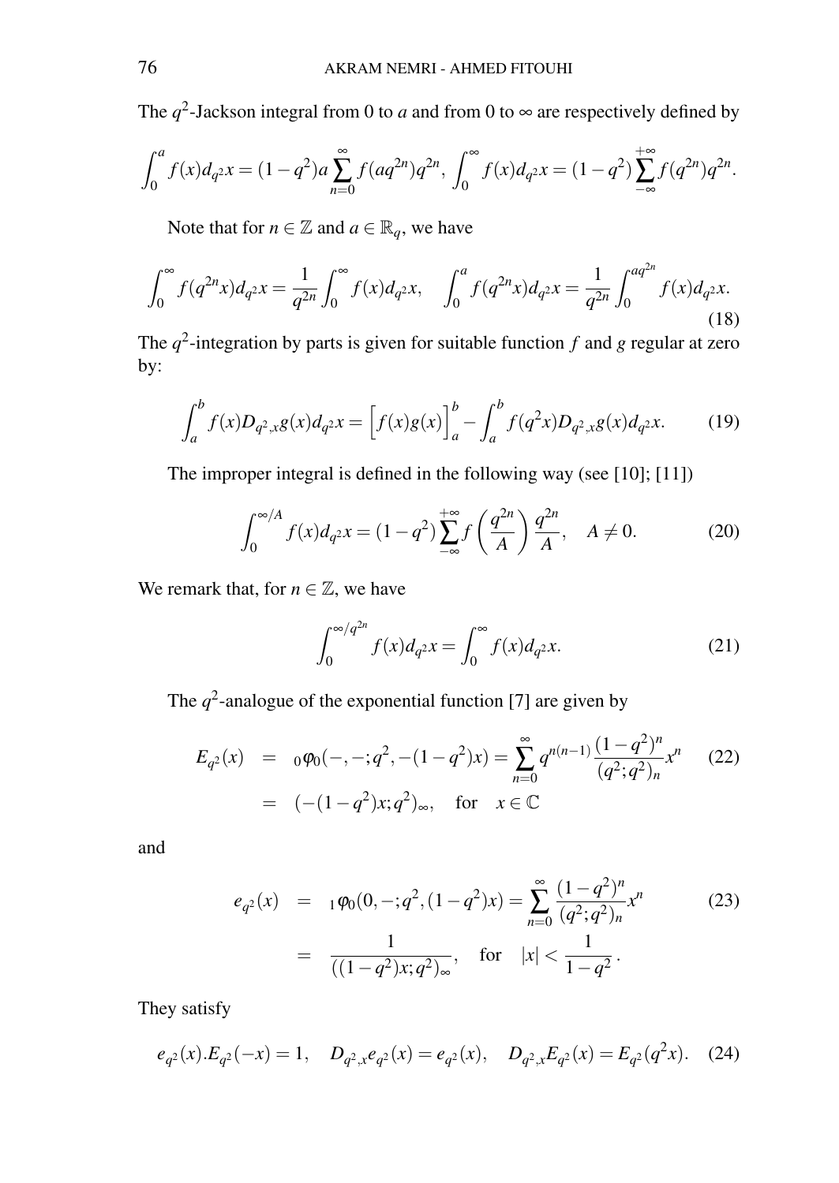The $q^2$-Jackson integral from 0 to $a$ and from 0 to $\infty$ are respectively defined by

$$\int_0^a f(x)d_{q^2}x = (1-q^2)a\sum_{n=0}^{\infty} f(aq^{2n})q^{2n}, \int_0^{\infty} f(x)d_{q^2}x = (1-q^2)\sum_{-\infty}^{+\infty} f(q^{2n})q^{2n}.$$

Note that for $n \in \mathbb{Z}$ and $a \in \mathbb{R}_q$, we have

$$\int_0^{\infty} f(q^{2n}x)d_{q^2}x = \frac{1}{q^{2n}}\int_0^{\infty} f(x)d_{q^2}x, \quad \int_0^a f(q^{2n}x)d_{q^2}x = \frac{1}{q^{2n}}\int_0^{aq^{2n}} f(x)d_{q^2}x. \tag{18}$$

The $q^2$-integration by parts is given for suitable function $f$ and $g$ regular at zero by:

$$\int_a^b f(x)D_{q^2,x}g(x)d_{q^2}x = \Big[f(x)g(x)\Big]_a^b - \int_a^b f(q^2x)D_{q^2,x}g(x)d_{q^2}x. \tag{19}$$

The improper integral is defined in the following way (see [10]; [11])

$$\int_0^{\infty/A} f(x)d_{q^2}x = (1-q^2)\sum_{-\infty}^{+\infty} f\left(\frac{q^{2n}}{A}\right)\frac{q^{2n}}{A}, \quad A \neq 0. \tag{20}$$

We remark that, for $n \in \mathbb{Z}$, we have

$$\int_0^{\infty/q^{2n}} f(x)d_{q^2}x = \int_0^{\infty} f(x)d_{q^2}x. \tag{21}$$

The $q^2$-analogue of the exponential function [7] are given by

$$\begin{aligned} E_{q^2}(x) &= {}_0\varphi_0(-,-;q^2,-(1-q^2)x) = \sum_{n=0}^{\infty} q^{n(n-1)}\frac{(1-q^2)^n}{(q^2;q^2)_n}x^n \\ &= (-(1-q^2)x;q^2)_\infty, \quad \text{for} \quad x \in \mathbb{C} \end{aligned} \tag{22}$$

and

$$\begin{aligned} e_{q^2}(x) &= {}_1\varphi_0(0,-;q^2,(1-q^2)x) = \sum_{n=0}^{\infty} \frac{(1-q^2)^n}{(q^2;q^2)_n}x^n \\ &= \frac{1}{((1-q^2)x;q^2)_\infty}, \quad \text{for} \quad |x| < \frac{1}{1-q^2}. \end{aligned} \tag{23}$$

They satisfy

$$e_{q^2}(x).E_{q^2}(-x) = 1, \quad D_{q^2,x}e_{q^2}(x) = e_{q^2}(x), \quad D_{q^2,x}E_{q^2}(x) = E_{q^2}(q^2x). \tag{24}$$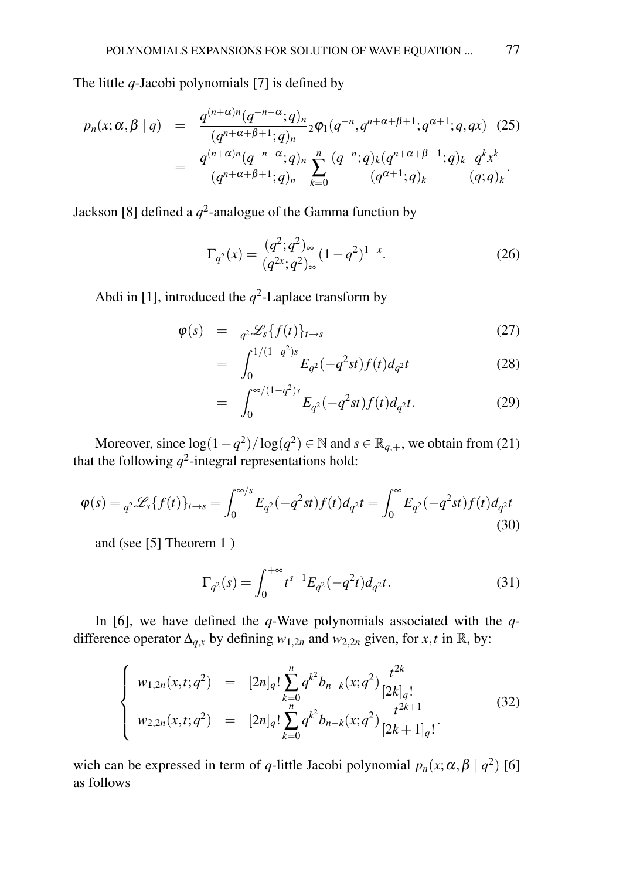The little $q$-Jacobi polynomials [7] is defined by

$$
\begin{aligned}
p_n(x;\alpha,\beta \mid q) &= \frac{q^{(n+\alpha)n}(q^{-n-\alpha};q)_n}{(q^{n+\alpha+\beta+1};q)_n} {}_2\varphi_1(q^{-n},q^{n+\alpha+\beta+1};q^{\alpha+1};q,qx) \quad (25)\\
&= \frac{q^{(n+\alpha)n}(q^{-n-\alpha};q)_n}{(q^{n+\alpha+\beta+1};q)_n} \sum_{k=0}^{n} \frac{(q^{-n};q)_k(q^{n+\alpha+\beta+1};q)_k}{(q^{\alpha+1};q)_k} \frac{q^k x^k}{(q;q)_k}.
\end{aligned}
$$

Jackson [8] defined a $q^2$-analogue of the Gamma function by

$$
\Gamma_{q^2}(x) = \frac{(q^2;q^2)_\infty}{(q^{2x};q^2)_\infty}(1-q^2)^{1-x}. \tag{26}
$$

Abdi in [1], introduced the $q^2$-Laplace transform by

$$
\begin{aligned}
\varphi(s) &= {}_{q^2}\mathscr{L}_s\{f(t)\}_{t\to s} && (27)\\
&= \int_0^{1/(1-q^2)s} E_{q^2}(-q^2st)f(t)d_{q^2}t && (28)\\
&= \int_0^{\infty/(1-q^2)s} E_{q^2}(-q^2st)f(t)d_{q^2}t. && (29)
\end{aligned}
$$

Moreover, since $\log(1-q^2)/\log(q^2) \in \mathbb{N}$ and $s \in \mathbb{R}_{q,+}$, we obtain from (21) that the following $q^2$-integral representations hold:

$$
\varphi(s) = {}_{q^2}\mathscr{L}_s\{f(t)\}_{t\to s} = \int_0^{\infty/s} E_{q^2}(-q^2st)f(t)d_{q^2}t = \int_0^{\infty} E_{q^2}(-q^2st)f(t)d_{q^2}t \tag{30}
$$

and (see [5] Theorem 1 )

$$
\Gamma_{q^2}(s) = \int_0^{+\infty} t^{s-1}E_{q^2}(-q^2t)d_{q^2}t. \tag{31}
$$

In [6], we have defined the $q$-Wave polynomials associated with the $q$-difference operator $\Delta_{q,x}$ by defining $w_{1,2n}$ and $w_{2,2n}$ given, for $x,t$ in $\mathbb{R}$, by:

$$
\left\{
\begin{aligned}
w_{1,2n}(x,t;q^2) &= [2n]_q! \sum_{k=0}^{n} q^{k^2} b_{n-k}(x;q^2) \frac{t^{2k}}{[2k]_q!}\\
w_{2,2n}(x,t;q^2) &= [2n]_q! \sum_{k=0}^{n} q^{k^2} b_{n-k}(x;q^2) \frac{t^{2k+1}}{[2k+1]_q!}.
\end{aligned}
\right. \tag{32}
$$

wich can be expressed in term of $q$-little Jacobi polynomial $p_n(x;\alpha,\beta \mid q^2)$ [6] as follows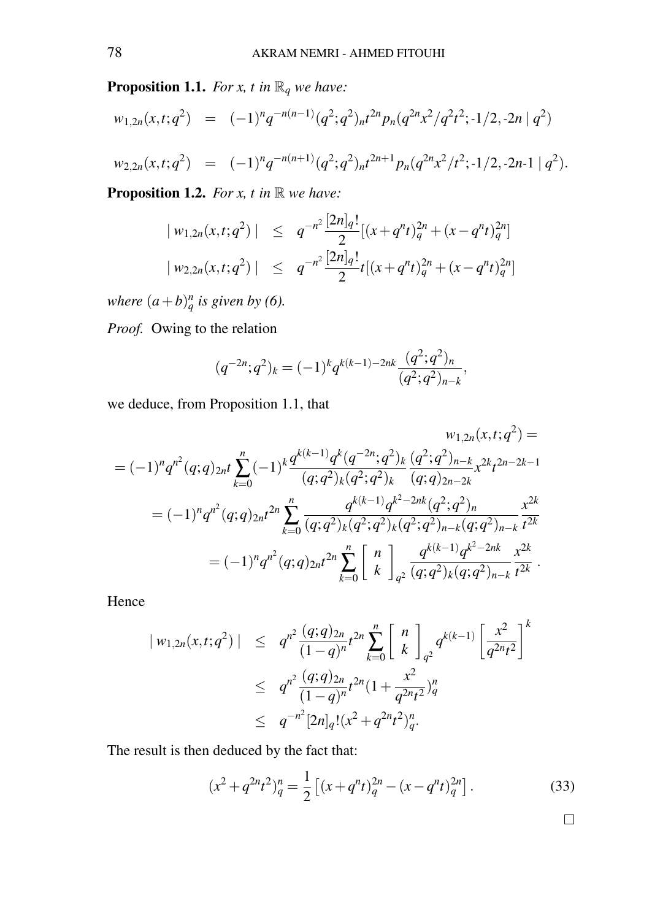**Proposition 1.1.** *For x, t in $\mathbb{R}_q$ we have:*

$$w_{1,2n}(x,t;q^2) = (-1)^n q^{-n(n-1)}(q^2;q^2)_n t^{2n} p_n(q^{2n}x^2/q^2t^2;\text{-}1/2,\text{-}2n \mid q^2)$$

$$w_{2,2n}(x,t;q^2) = (-1)^n q^{-n(n+1)}(q^2;q^2)_n t^{2n+1} p_n(q^{2n}x^2/t^2;\text{-}1/2,\text{-}2n\text{-}1 \mid q^2).$$

**Proposition 1.2.** *For x, t in $\mathbb{R}$ we have:*

$$\begin{aligned}
\mid w_{1,2n}(x,t;q^2) \mid &\leq q^{-n^2}\frac{[2n]_q!}{2}[(x+q^n t)_q^{2n} + (x-q^n t)_q^{2n}] \\
\mid w_{2,2n}(x,t;q^2) \mid &\leq q^{-n^2}\frac{[2n]_q!}{2}t[(x+q^n t)_q^{2n} + (x-q^n t)_q^{2n}]
\end{aligned}$$

*where $(a+b)_q^n$ is given by (6).*

*Proof.* Owing to the relation

$$(q^{-2n};q^2)_k = (-1)^k q^{k(k-1)-2nk}\frac{(q^2;q^2)_n}{(q^2;q^2)_{n-k}},$$

we deduce, from Proposition 1.1, that

$$\begin{aligned}
&w_{1,2n}(x,t;q^2) = \\
&= (-1)^n q^{n^2}(q;q)_{2n} t\sum_{k=0}^{n}(-1)^k \frac{q^{k(k-1)}q^k(q^{-2n};q^2)_k}{(q;q^2)_k(q^2;q^2)_k}\frac{(q^2;q^2)_{n-k}}{(q;q)_{2n-2k}}x^{2k}t^{2n-2k-1} \\
&= (-1)^n q^{n^2}(q;q)_{2n} t^{2n}\sum_{k=0}^{n}\frac{q^{k(k-1)}q^{k^2-2nk}(q^2;q^2)_n}{(q;q^2)_k(q^2;q^2)_k(q^2;q^2)_{n-k}(q;q^2)_{n-k}}\frac{x^{2k}}{t^{2k}} \\
&= (-1)^n q^{n^2}(q;q)_{2n} t^{2n}\sum_{k=0}^{n}\left[\begin{array}{c} n \\ k \end{array}\right]_{q^2}\frac{q^{k(k-1)}q^{k^2-2nk}}{(q;q^2)_k(q;q^2)_{n-k}}\frac{x^{2k}}{t^{2k}}\,.
\end{aligned}$$

Hence

$$\begin{aligned}
\mid w_{1,2n}(x,t;q^2) \mid &\leq q^{n^2}\frac{(q;q)_{2n}}{(1-q)^n}t^{2n}\sum_{k=0}^{n}\left[\begin{array}{c} n \\ k \end{array}\right]_{q^2} q^{k(k-1)}\left[\frac{x^2}{q^{2n}t^2}\right]^k \\
&\leq q^{n^2}\frac{(q;q)_{2n}}{(1-q)^n}t^{2n}(1+\frac{x^2}{q^{2n}t^2})_q^n \\
&\leq q^{-n^2}[2n]_q!(x^2+q^{2n}t^2)_q^n.
\end{aligned}$$

The result is then deduced by the fact that:

$$(x^2+q^{2n}t^2)_q^n = \frac{1}{2}\left[(x+q^n t)_q^{2n} - (x-q^n t)_q^{2n}\right]. \tag{33}$$

$\square$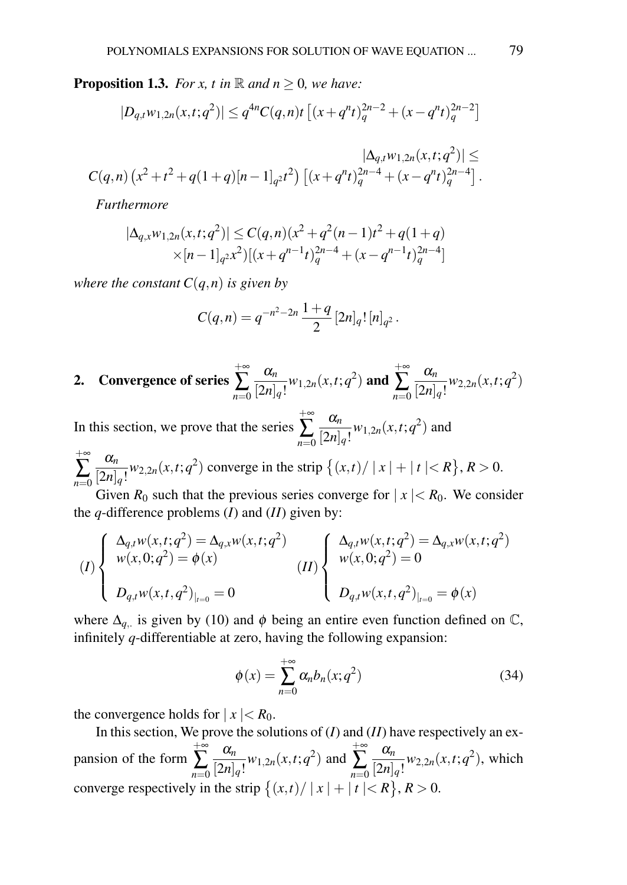**Proposition 1.3.** *For $x$, $t$ in $\mathbb{R}$ and $n \geq 0$, we have:*

$$|D_{q,t} w_{1,2n}(x,t;q^2)| \leq q^{4n} C(q,n) t \left[ (x+q^n t)_q^{2n-2} + (x-q^n t)_q^{2n-2} \right]$$

$$|\Delta_{q,t} w_{1,2n}(x,t;q^2)| \leq$$
$$C(q,n) \left( x^2 + t^2 + q(1+q)[n-1]_{q^2} t^2 \right) \left[ (x+q^n t)_q^{2n-4} + (x-q^n t)_q^{2n-4} \right].$$

*Furthermore*

$$|\Delta_{q,x} w_{1,2n}(x,t;q^2)| \leq C(q,n)(x^2 + q^2(n-1)t^2 + q(1+q) \times [n-1]_{q^2} x^2)[(x+q^{n-1}t)_q^{2n-4} + (x-q^{n-1}t)_q^{2n-4}]$$

*where the constant $C(q,n)$ is given by*

$$C(q,n) = q^{-n^2-2n} \frac{1+q}{2} [2n]_q! \, [n]_{q^2}.$$

## 2. Convergence of series $\sum_{n=0}^{+\infty} \frac{\alpha_n}{[2n]_q!} w_{1,2n}(x,t;q^2)$ and $\sum_{n=0}^{+\infty} \frac{\alpha_n}{[2n]_q!} w_{2,2n}(x,t;q^2)$

In this section, we prove that the series $\sum_{n=0}^{+\infty} \frac{\alpha_n}{[2n]_q!} w_{1,2n}(x,t;q^2)$ and $\sum_{n=0}^{+\infty} \frac{\alpha_n}{[2n]_q!} w_{2,2n}(x,t;q^2)$ converge in the strip $\{(x,t)/ \mid x \mid + \mid t \mid < R\}$, $R > 0$.

Given $R_0$ such that the previous series converge for $\mid x \mid < R_0$. We consider the $q$-difference problems $(I)$ and $(II)$ given by:

$$(I) \begin{cases} \Delta_{q,t} w(x,t;q^2) = \Delta_{q,x} w(x,t;q^2) \\ w(x,0;q^2) = \phi(x) \\ \\ D_{q,t} w(x,t,q^2)_{|_{t=0}} = 0 \end{cases} \qquad (II) \begin{cases} \Delta_{q,t} w(x,t;q^2) = \Delta_{q,x} w(x,t;q^2) \\ w(x,0;q^2) = 0 \\ \\ D_{q,t} w(x,t,q^2)_{|_{t=0}} = \phi(x) \end{cases}$$

where $\Delta_{q,.}$ is given by (10) and $\phi$ being an entire even function defined on $\mathbb{C}$, infinitely $q$-differentiable at zero, having the following expansion:

$$\phi(x) = \sum_{n=0}^{+\infty} \alpha_n b_n(x;q^2) \tag{34}$$

the convergence holds for $\mid x \mid < R_0$.

In this section, We prove the solutions of $(I)$ and $(II)$ have respectively an expansion of the form $\sum_{n=0}^{+\infty} \frac{\alpha_n}{[2n]_q!} w_{1,2n}(x,t;q^2)$ and $\sum_{n=0}^{+\infty} \frac{\alpha_n}{[2n]_q!} w_{2,2n}(x,t;q^2)$, which converge respectively in the strip $\{(x,t)/ \mid x \mid + \mid t \mid < R\}$, $R > 0$.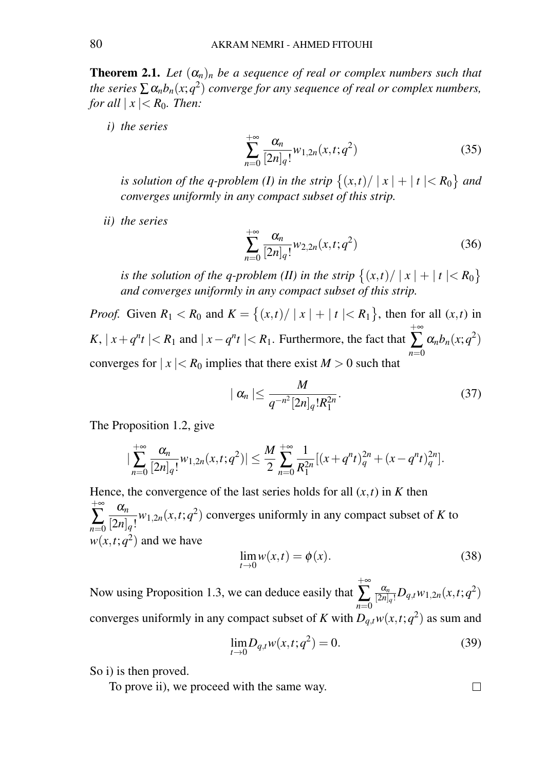**Theorem 2.1.** *Let $(\alpha_n)_n$ be a sequence of real or complex numbers such that the series $\sum \alpha_n b_n(x;q^2)$ converge for any sequence of real or complex numbers, for all $|x| < R_0$. Then:*

*i) the series*

$$\sum_{n=0}^{+\infty} \frac{\alpha_n}{[2n]_q!} w_{1,2n}(x,t;q^2) \tag{35}$$

*is solution of the q-problem (I) in the strip $\{(x,t)/ \mid x \mid + \mid t \mid < R_0\}$ and converges uniformly in any compact subset of this strip.*

*ii) the series*

$$\sum_{n=0}^{+\infty} \frac{\alpha_n}{[2n]_q!} w_{2,2n}(x,t;q^2) \tag{36}$$

*is the solution of the q-problem (II) in the strip $\{(x,t)/ \mid x \mid + \mid t \mid < R_0\}$ and converges uniformly in any compact subset of this strip.*

*Proof.* Given $R_1 < R_0$ and $K = \{(x,t)/ \mid x \mid + \mid t \mid < R_1\}$, then for all $(x,t)$ in $K$, $\mid x + q^n t \mid < R_1$ and $\mid x - q^n t \mid < R_1$. Furthermore, the fact that $\sum_{n=0}^{+\infty} \alpha_n b_n(x;q^2)$ converges for $\mid x \mid < R_0$ implies that there exist $M > 0$ such that

$$\mid \alpha_n \mid \leq \frac{M}{q^{-n^2}[2n]_q! R_1^{2n}}. \tag{37}$$

The Proposition 1.2, give

$$\left|\sum_{n=0}^{+\infty} \frac{\alpha_n}{[2n]_q!} w_{1,2n}(x,t;q^2)\right| \leq \frac{M}{2} \sum_{n=0}^{+\infty} \frac{1}{R_1^{2n}} [(x+q^n t)_q^{2n} + (x-q^n t)_q^{2n}].$$

Hence, the convergence of the last series holds for all $(x,t)$ in $K$ then $\sum_{n=0}^{+\infty} \frac{\alpha_n}{[2n]_q!} w_{1,2n}(x,t;q^2)$ converges uniformly in any compact subset of $K$ to $w(x,t;q^2)$ and we have

$$\lim_{t \to 0} w(x,t) = \phi(x). \tag{38}$$

Now using Proposition 1.3, we can deduce easily that $\sum_{n=0}^{+\infty} \frac{\alpha_n}{[2n]_q!} D_{q,t} w_{1,2n}(x,t;q^2)$ converges uniformly in any compact subset of $K$ with $D_{q,t} w(x,t;q^2)$ as sum and

$$\lim_{t \to 0} D_{q,t} w(x,t;q^2) = 0. \tag{39}$$

So i) is then proved.

To prove ii), we proceed with the same way. □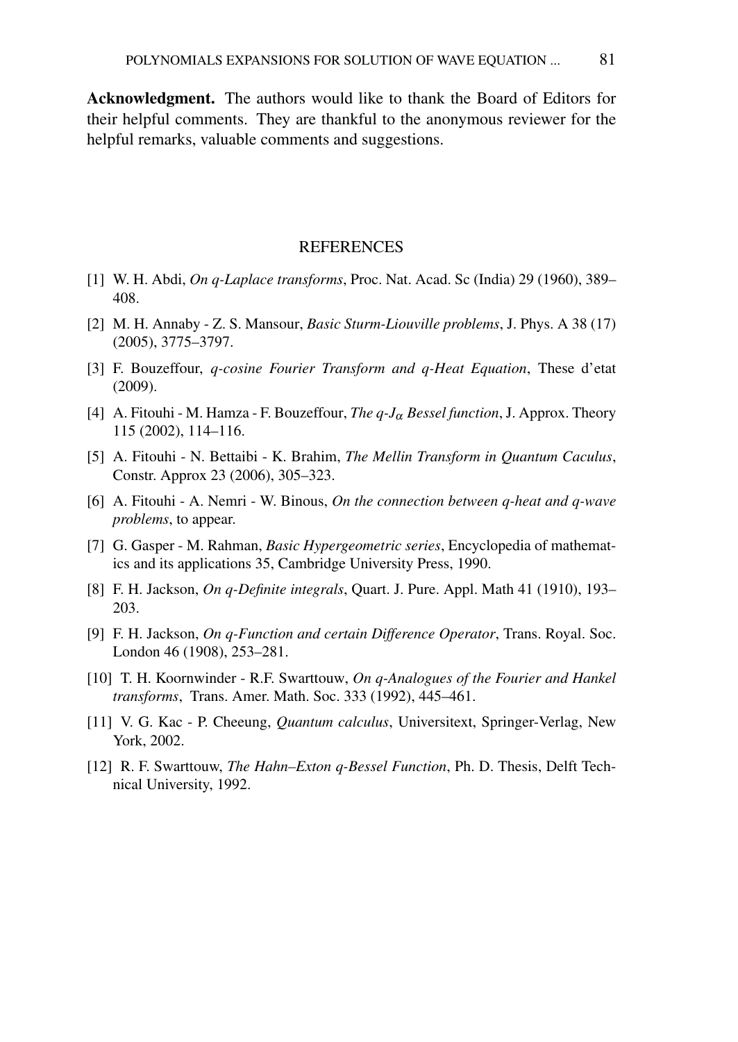**Acknowledgment.** The authors would like to thank the Board of Editors for their helpful comments. They are thankful to the anonymous reviewer for the helpful remarks, valuable comments and suggestions.

## REFERENCES

[1] W. H. Abdi, *On q-Laplace transforms*, Proc. Nat. Acad. Sc (India) 29 (1960), 389–408.

[2] M. H. Annaby - Z. S. Mansour, *Basic Sturm-Liouville problems*, J. Phys. A 38 (17) (2005), 3775–3797.

[3] F. Bouzeffour, *q-cosine Fourier Transform and q-Heat Equation*, These d'etat (2009).

[4] A. Fitouhi - M. Hamza - F. Bouzeffour, *The q-$J_\alpha$ Bessel function*, J. Approx. Theory 115 (2002), 114–116.

[5] A. Fitouhi - N. Bettaibi - K. Brahim, *The Mellin Transform in Quantum Caculus*, Constr. Approx 23 (2006), 305–323.

[6] A. Fitouhi - A. Nemri - W. Binous, *On the connection between q-heat and q-wave problems*, to appear.

[7] G. Gasper - M. Rahman, *Basic Hypergeometric series*, Encyclopedia of mathematics and its applications 35, Cambridge University Press, 1990.

[8] F. H. Jackson, *On q-Definite integrals*, Quart. J. Pure. Appl. Math 41 (1910), 193–203.

[9] F. H. Jackson, *On q-Function and certain Difference Operator*, Trans. Royal. Soc. London 46 (1908), 253–281.

[10] T. H. Koornwinder - R.F. Swarttouw, *On q-Analogues of the Fourier and Hankel transforms*, Trans. Amer. Math. Soc. 333 (1992), 445–461.

[11] V. G. Kac - P. Cheeung, *Quantum calculus*, Universitext, Springer-Verlag, New York, 2002.

[12] R. F. Swarttouw, *The Hahn–Exton q-Bessel Function*, Ph. D. Thesis, Delft Technical University, 1992.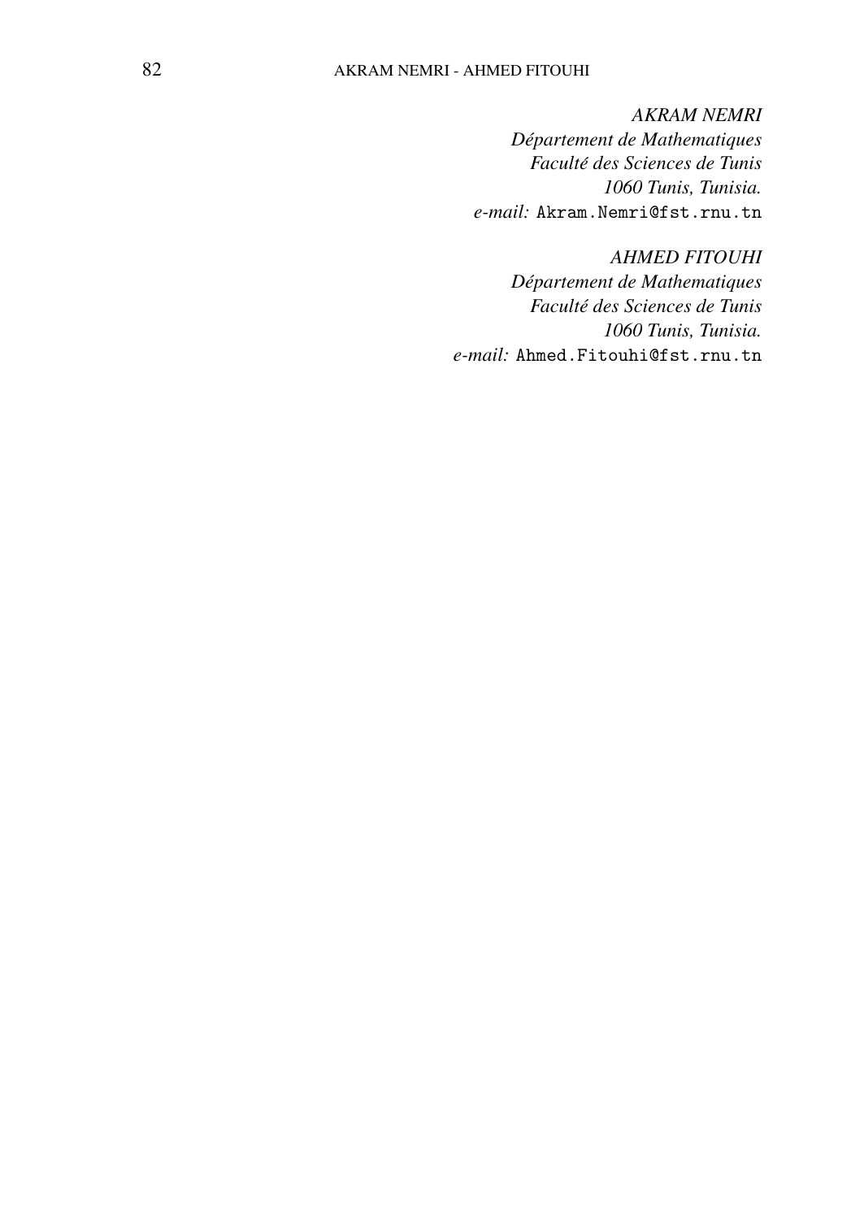*AKRAM NEMRI*
*Département de Mathematiques*
*Faculté des Sciences de Tunis*
*1060 Tunis, Tunisia.*
*e-mail:* `Akram.Nemri@fst.rnu.tn`

*AHMED FITOUHI*
*Département de Mathematiques*
*Faculté des Sciences de Tunis*
*1060 Tunis, Tunisia.*
*e-mail:* `Ahmed.Fitouhi@fst.rnu.tn`